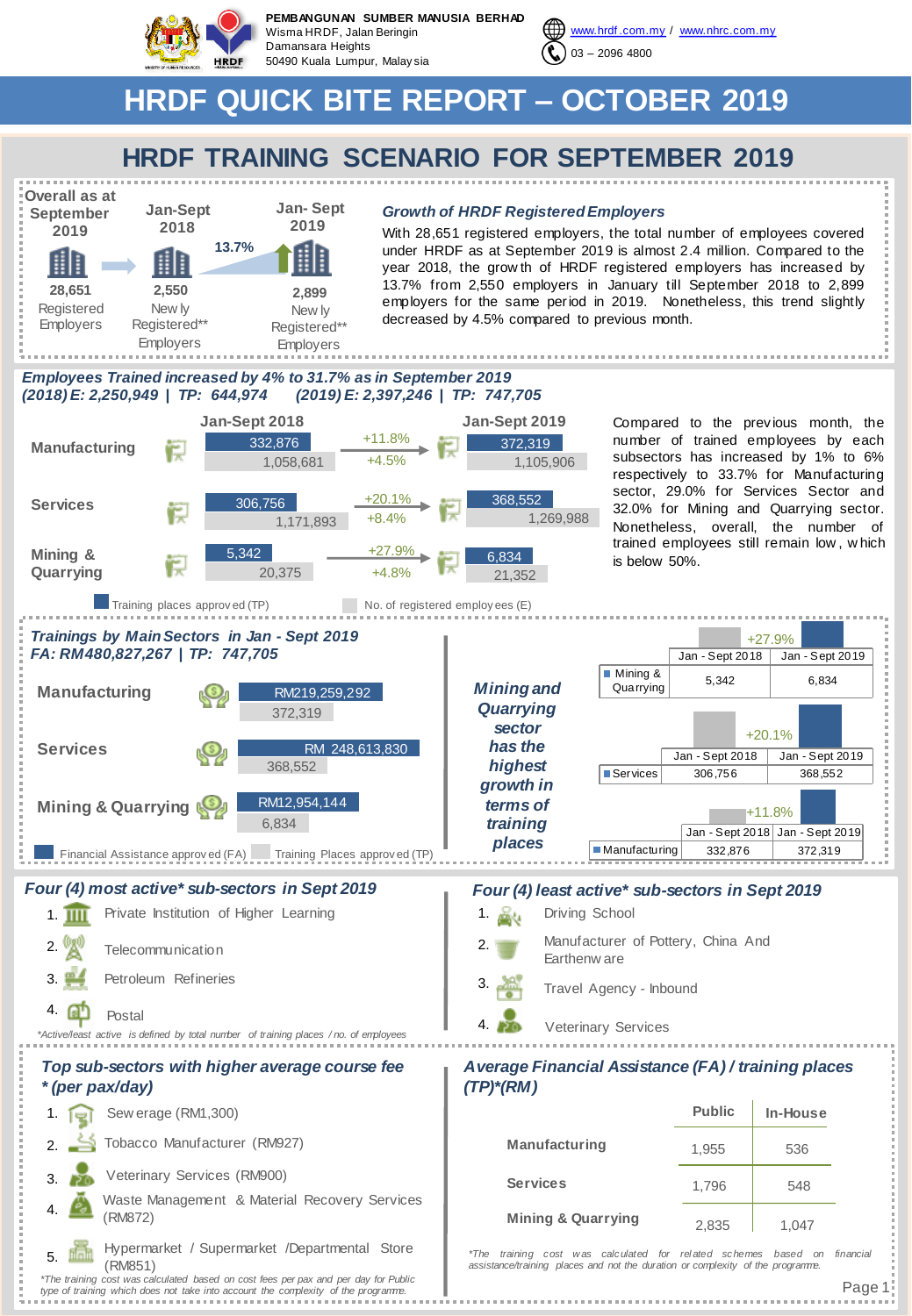**PEMBANGUNAN SUMBER MANUSIA BERHAD**
Wisma HRDF, Jalan Beringin
Damansara Heights
50490 Kuala Lumpur, Malaysia

www.hrdf.com.my / www.nhrc.com.my
03 – 2096 4800

# HRDF QUICK BITE REPORT – OCTOBER 2019

## HRDF TRAINING SCENARIO FOR SEPTEMBER 2019

| Overall as at September 2019 | Jan-Sept 2018 | Jan- Sept 2019 |
|---|---|---|
| 28,651 Registered Employers | 2,550 Newly Registered** Employers | 2,899 Newly Registered** Employers |

13.7%

### *Growth of HRDF Registered Employers*

With 28,651 registered employers, the total number of employees covered under HRDF as at September 2019 is almost 2.4 million. Compared to the year 2018, the growth of HRDF registered employers has increased by 13.7% from 2,550 employers in January till September 2018 to 2,899 employers for the same period in 2019. Nonetheless, this trend slightly decreased by 4.5% compared to previous month.

### *Employees Trained increased by 4% to 31.7% as in September 2019*
### *(2018) E: 2,250,949 | TP: 644,974 (2019) E: 2,397,246 | TP: 747,705*

| Sector | Jan-Sept 2018 TP | Jan-Sept 2018 E | Growth TP | Growth E | Jan-Sept 2019 TP | Jan-Sept 2019 E |
|---|---|---|---|---|---|---|
| Manufacturing | 332,876 | 1,058,681 | +11.8% | +4.5% | 372,319 | 1,105,906 |
| Services | 306,756 | 1,171,893 | +20.1% | +8.4% | 368,552 | 1,269,988 |
| Mining & Quarrying | 5,342 | 20,375 | +27.9% | +4.8% | 6,834 | 21,352 |

Training places approved (TP) | No. of registered employees (E)

Compared to the previous month, the number of trained employees by each subsectors has increased by 1% to 6% to 33.7% for Manufacturing sector, 29.0% for Services Sector and 32.0% for Mining and Quarrying sector. Nonetheless, overall, the number of trained employees still remain low, which is below 50%.

### *Trainings by Main Sectors in Jan - Sept 2019*
### *FA: RM480,827,267 | TP: 747,705*

| Sector | Financial Assistance approved (FA) | Training Places approved (TP) |
|---|---|---|
| Manufacturing | RM219,259,292 | 372,319 |
| Services | RM 248,613,830 | 368,552 |
| Mining & Quarrying | RM12,954,144 | 6,834 |

***Mining and Quarrying sector has the highest growth in terms of training places***

| Sector | Jan - Sept 2018 | Jan - Sept 2019 | Growth |
|---|---|---|---|
| Mining & Quarrying | 5,342 | 6,834 | +27.9% |
| Services | 306,756 | 368,552 | +20.1% |
| Manufacturing | 332,876 | 372,319 | +11.8% |

### *Four (4) most active* sub-sectors in Sept 2019*

1. Private Institution of Higher Learning
2. Telecommunication
3. Petroleum Refineries
4. Postal

*Active/least active is defined by total number of training places / no. of employees*

### *Four (4) least active* sub-sectors in Sept 2019*

1. Driving School
2. Manufacturer of Pottery, China And Earthenware
3. Travel Agency - Inbound
4. Veterinary Services

### *Top sub-sectors with higher average course fee * (per pax/day)*

1. Sewerage (RM1,300)
2. Tobacco Manufacturer (RM927)
3. Veterinary Services (RM900)
4. Waste Management & Material Recovery Services (RM872)
5. Hypermarket / Supermarket /Departmental Store (RM851)

*The training cost was calculated based on cost fees per pax and per day for Public type of training which does not take into account the complexity of the programme.*

### *Average Financial Assistance (FA) / training places (TP)*(RM)*

| | Public | In-House |
|---|---|---|
| Manufacturing | 1,955 | 536 |
| Services | 1,796 | 548 |
| Mining & Quarrying | 2,835 | 1,047 |

*The training cost was calculated for related schemes based on financial assistance/training places and not the duration or complexity of the programme.*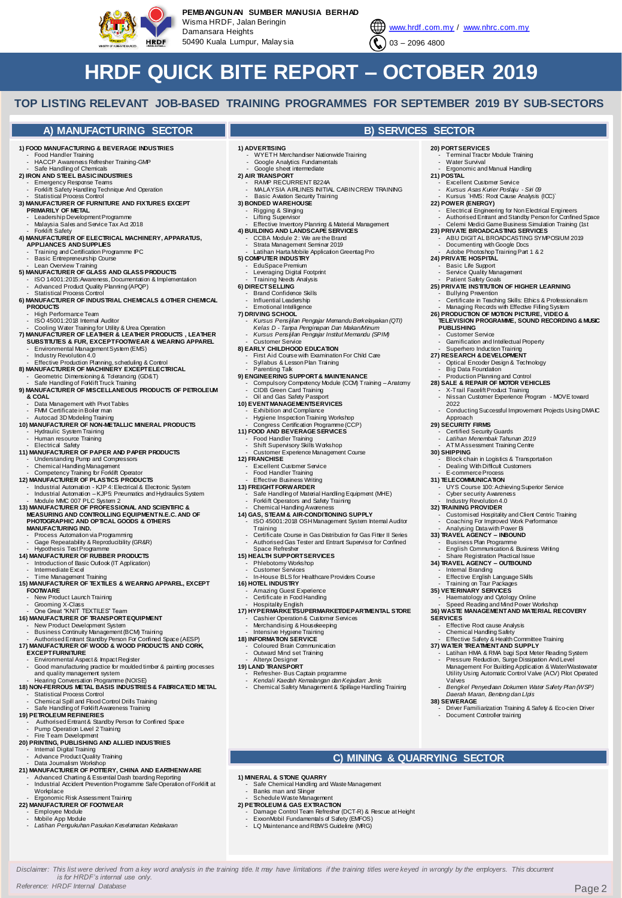PEMBANGUNAN SUMBER MANUSIA BERHAD
Wisma HRDF, Jalan Beringin
Damansara Heights
50490 Kuala Lumpur, Malaysia

www.hrdf.com.my / www.nhrc.com.my
03 – 2096 4800

# HRDF QUICK BITE REPORT – OCTOBER 2019

## TOP LISTING RELEVANT JOB-BASED TRAINING PROGRAMMES FOR SEPTEMBER 2019 BY SUB-SECTORS

### A) MANUFACTURING SECTOR

**1) FOOD MANUFACTURING & BEVERAGE INDUSTRIES**
- Food Handler Training
- HACCP Awareness Refresher Training-GMP
- Safe Handling of Chemicals

**2) IRON AND STEEL BASIC INDUSTRIES**
- Emergency Response Teams
- Forklift Safety Handling Technique And Operation
- Statistical Process Control

**3) MANUFACTURER OF FURNITURE AND FIXTURES EXCEPT PRIMARILY OF METAL**
- Leadership Development Programme
- Malaysia Sales and Service Tax Act 2018
- Forklift Safety

**4) MANUFACTURER OF ELECTRICAL MACHINERY, APPARATUS, APPLIANCES AND SUPPLIES**
- Training and Certification Programme IPC
- Basic Entrepreneurship Course
- Lean Overview Training

**5) MANUFACTURER OF GLASS AND GLASS PRODUCTS**
- ISO 14001:2015:Awareness, Documentation & Implementation
- Advanced Product Quality Planning (APQP)
- Statistical Process Control

**6) MANUFACTURER OF INDUSTRIAL CHEMICALS & OTHER CHEMICAL PRODUCTS**
- High Performance Team
- ISO 45001:2018 Internal Auditor
- Cooling Water Training for Utility & Urea Operation

**7) MANUFACTURER OF LEATHER & LEATHER PRODUCTS , LEATHER SUBSTITUTES & FUR, EXCEPT FOOTWEAR & WEARING APPAREL**
- Environmental Management System (EMS)
- Industry Revolution 4.0
- Effective Production Planning, scheduling & Control

**8) MANUFACTURER OF MACHINERY EXCEPT ELECTRICAL**
- Geometric Dimensioning & Tolerancing (GD&T)
- Safe Handling of Forklift Truck Training

**9) MANUFACTURER OF MISCELLANEOUS PRODUCTS OF PETROLEUM & COAL**
- Data Management with Pivot Tables
- FMM Certificate in Boiler man
- Autocad 3D Modeling Training

**10) MANUFACTURER OF NON-METALLIC MINERAL PRODUCTS**
- Hydraulic System Training
- Human resource Training
- Electrical Safety

**11) MANUFACTURER OF PAPER AND PAPER PRODUCTS**
- Understanding Pump and Compressors
- Chemical Handling Management
- Competency Training for Forklift Operator

**12) MANUFACTURER OF PLASTICS PRODUCTS**
- Industrial Automation - KJP 4: Electrical & Electronic System
- Industrial Automation – KJP5: Pneumatics and Hydraulics System
- Module MMC 007 PLC System 2

**13) MANUFACTURER OF PROFESSIONAL AND SCIENTIFIC & MEASURING AND CONTROLLING EQUIPMENT N.E.C. AND OF PHOTOGRAPHIC AND OPTICAL GOODS & OTHERS MANUFACTURING IND.**
- Process Automation via Programming
- Gage Repeatability & Reproducibility (GR&R)
- Hypothesis Test Programme

**14) MANUFACTURER OF RUBBER PRODUCTS**
- Introduction of Basic Outlook (IT Application)
- Intermediate Excel
- Time Management Training

**15) MANUFACTURER OF TEXTILES & WEARING APPAREL, EXCEPT FOOTWARE**
- New Product Launch Training
- Grooming X-Class
- One Great "KNIT TEXTILES" Team

**16) MANUFACTURER OF TRANSPORT EQUIPMENT**
- New Product Development System
- Business Continuity Management (BCM) Training
- Authorised Entrant Standby Person For Confined Space (AESP)

**17) MANUFACTURER OF WOOD & WOOD PRODUCTS AND CORK, EXCEPT FURNITURE**
- Environmental Aspect & Impact Register
- Good manufacturing practice for moulded timber & painting processes and quality management system
- Hearing Conversation Programme (NOISE)

**18) NON-FERROUS METAL BASIS INDUSTRIES & FABRICATED METAL**
- Statistical Process Control
- Chemical Spill and Flood Control Drills Training
- Safe Handling of Forklift Awareness Training

**19) PETROLEUM REFINERIES**
- Authorised Entrant & Standby Person for Confined Space
- Pump Operation Level 2 Training
- Fire Team Development

**20) PRINTING, PUBLISHING AND ALLIED INDUSTRIES**
- Internal Digital Training
- Advance Product Quality Training
- Data Journalism Workshop

**21) MANUFACTURER OF POTTERY, CHINA AND EARTHENWARE**
- Advanced Charting & Essential Dash boarding Reporting
- Industrial Accident Prevention Programme Safe Operation of Forklift at Workplace
- Ergonomic Risk Assessment Training

**22) MANUFACTURER OF FOOTWEAR**
- Employee Module
- Mobile App Module
- *Latihan Pengukuhan Pasukan Keselamatan Kebakaran*

### B) SERVICES SECTOR

**1) ADVERTISING**
- WYETH Merchandiser Nationwide Training
- Google Analytics Fundamentals
- Google sheet intermediate

**2) AIR TRANSPORT**
- RAMP RECURRENT B224A
- MALAYSIA AIRLINES INITIAL CABIN CREW TRAINING
- Basic Aviation Security Training

**3) BONDED WAREHOUSE**
- Rigging & Slinging
- Lifting Supervisor
- Effective Inventory Planning & Material Management

**4) BUILDING AND LANDSCAPE SERVICES**
- CCBA Module 2 : We are the Brand
- Strata Management Seminar 2019
- Latihan Harta Mobile Application Greentag Pro

**5) COMPUTER INDUSTRY**
- EduSpace Premium
- Leveraging Digital Footprint
- Training Needs Analysis

**6) DIRECT SELLING**
- Brand Confidence Skills
- Influential Leadership
- Emotional Intelligence

**7) DRIVING SCHOOL**
- *Kursus Persijilan Pengajar Memandu Berkelayakan (QTI) Kelas D - Tanpa Penginapan Dan MakanMinum*
- *Kursus Persijilan Pengajar Institut Memandu (SPIM)*
- Customer Service

**8) EARLY CHILDHOOD EDUCATION**
- First Aid Course with Examination For Child Care
- Syllabus & Lesson Plan Training
- Parenting Talk

**9) ENGINEERING SUPPORT & MAINTENANCE**
- Compulsory Competency Module (CCM) Training – Anatomy
- CIDB Green Card Training
- Oil and Gas Safety Passport

**10) EVENT MANAGEMENT SERVICES**
- Exhibition and Compliance
- Hygiene Inspection Training Workshop
- Congress Certification Programme (CCP)

**11) FOOD AND BEVERAGE SERVICES**
- Food Handler Training
- Shift Supervisory Skills Workshop
- Customer Experience Management Course

**12) FRANCHISE**
- Excellent Customer Service
- Food Handler Training
- Effective Business Writing

**13) FREIGHT FORWARDER**
- Safe Handling of Material Handling Equipment (MHE)
- Forklift Operators and Safety Training
- Chemical Handling Awareness

**14) GAS, STEAM & AIR-CONDITIONING SUPPLY**
- ISO 45001:2018 OSH Management System Internal Auditor Training
- Certificate Course in Gas Distribution for Gas Fitter II Series
- Authorised Gas Tester and Entrant Supervisor for Confined Space Refresher

**15) HEALTH SUPPORT SERVICES**
- Phlebotomy Workshop
- Customer Services
- In-House BLS for Healthcare Providers Course

**16) HOTEL INDUSTRY**
- Amazing Guest Experience
- Certificate in Food Handling
- Hospitality English

**17) HYPERMARKET/SUPERMARKET/DEPARTMENTAL STORE**
- Cashier Operation & Customer Services
- Merchandising & Housekeeping
- Intensive Hygiene Training

**18) INFORMATION SERVICE**
- Coloured Brain Communication
- Outward Mind set Training
- Alteryx Designer

**19) LAND TRANSPORT**
- Refresher- Bus Captain programme
- *Kendali Kaedah Kemalangan dan Kejadian Jenis*
- Chemical Safety Management & Spillage Handling Training

**20) PORT SERVICES**
- Terminal Tractor Module Training
- Water Survival
- Ergonomic and Manual Handling

**21) POSTAL**
- Excellent Customer Service
- *Kursus Asas Kurier Poslaju - Siri 09*
- Kursus `HMS: Root Cause Analysis (ICC)`

**22) POWER (ENERGY)**
- Electrical Engineering for Non Electrical Engineers
- Authorised Entrant and Standby Person for Confined Space
- Celemi Medici Game Business Simulation Training (1st

**23) PRIVATE BROADCASTING SERVICES**
- ABU DIGITAL BROADCASTING SYMPOSIUM 2019
- Documenting with Google Docs
- Adobe Photoshop Training Part 1 & 2

**24) PRIVATE HOSPITAL**
- Basic Life Support
- Service Quality Management
- Patient Safety Goals

**25) PRIVATE INSTITUTION OF HIGHER LEARNING**
- Bullying Prevention
- Certificate in Teaching Skills: Ethics & Professionalism
- Managing Records with Effective Filling System

**26) PRODUCTION OF MOTION PICTURE, VIDEO & TELEVISION PROGRAMME, SOUND RECORDING & MUSIC PUBLISHING**
- Customer Service
- Gamification and Intellectual Property
- Superhero Induction Training

**27) RESEARCH & DEVELOPMENT**
- Optical Encoder Design & Technology
- Big Data Foundation
- Production Planning and Control

**28) SALE & REPAIR OF MOTOR VEHICLES**
- X-Trail Facelift Product Training
- Nissan Customer Experience Program - MOVE toward 2022
- Conducting Successful Improvement Projects Using DMAIC Approach

**29) SECURITY FIRMS**
- Certified Security Guards
- *Latihan Menembak Tahunan 2019*
- ATM Assessment Training Centre

**30) SHIPPING**
- Block chain in Logistics & Transportation
- Dealing With Difficult Customers
- E-commerce Process

**31) TELECOMMUNICATION**
- UYS Course 100: Achieving Superior Service
- Cyber security Awareness
- Industry Revolution 4.0

**32) TRAINING PROVIDER**
- Customised Hospitality and Client Centric Training
- Coaching For Improved Work Performance
- Analysing Data with Power Bi

**33) TRAVEL AGENCY – INBOUND**
- Business Plan Programme
- English Communication & Business Writing
- Share Registration Practical Issue

**34) TRAVEL AGENCY – OUTBOUND**
- Internal Branding
- Effective English Language Skills
- Training on Tour Packages

**35) VETERINARY SERVICES**
- Haematology and Cytology Online
- Speed Reading and Mind Power Workshop

**36) WASTE MANAGEMENT AND MATERIAL RECOVERY SERVICES**
- Effective Root cause Analysis
- Chemical Handling Safety
- Effective Safety & Health Committee Training

**37) WATER TREATMENT AND SUPPLY**
- Latihan HMA & RMA bagi Spot Meter Reading System
- Pressure Reduction, Surge Dissipation And Level Management For Building Application & Water/Wastewater Utility Using Automatic Control Valve (ACV) Pilot Operated Valves
- *Bengkel Penyediaan Dokumen Water Safety Plan (WSP) Daerah Maran, Bentong dan Lipis*

**38) SEWERAGE**
- Driver Familiarization Training & Safety & Eco-cien Driver
- Document Controller training

### C) MINING & QUARRYING SECTOR

**1) MINERAL & STONE QUARRY**
- Safe Chemical Handling and Waste Management
- Banks man and Slinger
- Schedule Waste Management

**2) PETROLEUM & GAS EXTRACTION**
- Damage Control Team Refresher (DCT-R) & Rescue at Height
- ExxonMobil Fundamentals of Safety (EMFOS)
- LQ Maintenance and RBWS Guideline (MRG)

*Disclaimer: This list were derived from a key word analysis in the training title. It may have limitations if the training titles were keyed in wrongly by the employers. This document is for HRDF's internal use only.*

*Reference: HRDF Internal Database*